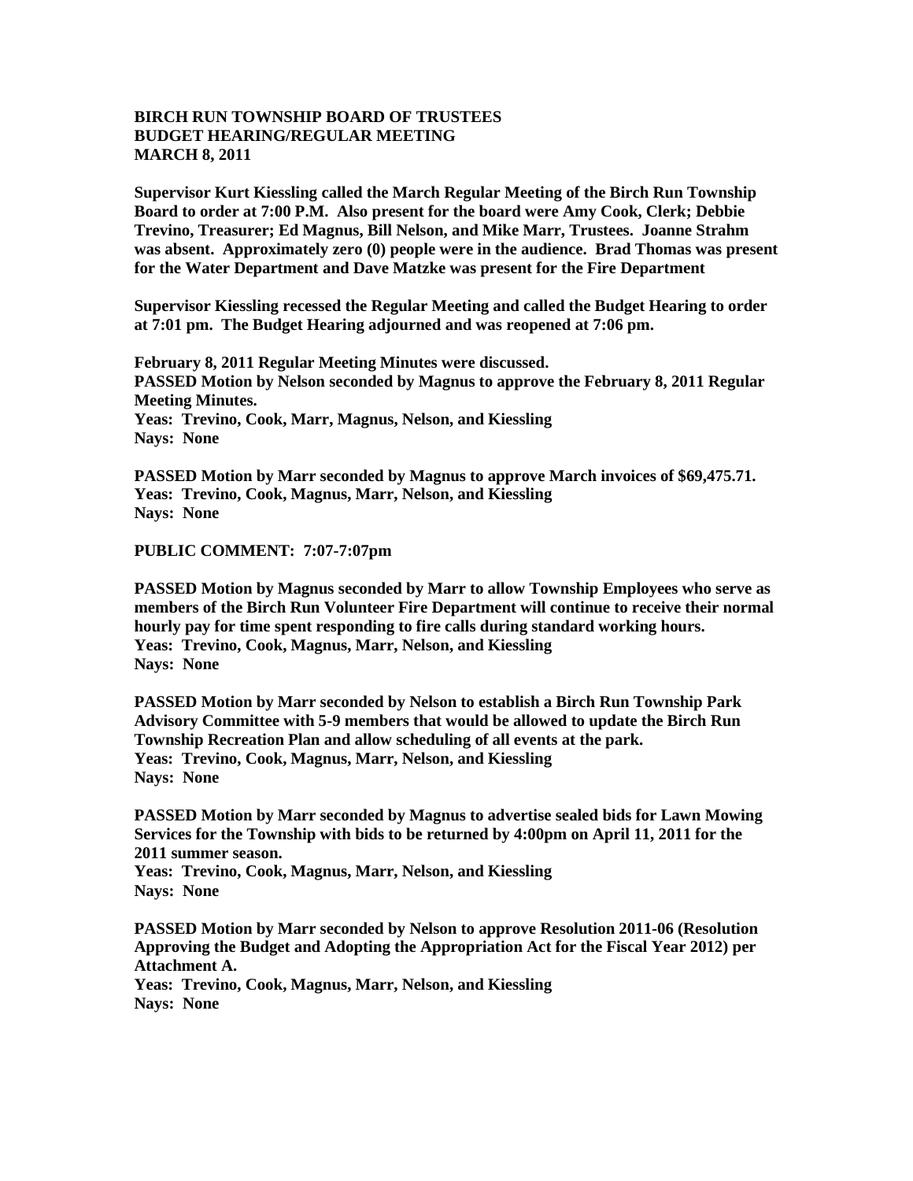**BIRCH RUN TOWNSHIP BOARD OF TRUSTEES**
**BUDGET HEARING/REGULAR MEETING**
**MARCH 8, 2011**

**Supervisor Kurt Kiessling called the March Regular Meeting of the Birch Run Township Board to order at 7:00 P.M. Also present for the board were Amy Cook, Clerk; Debbie Trevino, Treasurer; Ed Magnus, Bill Nelson, and Mike Marr, Trustees. Joanne Strahm was absent. Approximately zero (0) people were in the audience. Brad Thomas was present for the Water Department and Dave Matzke was present for the Fire Department**

**Supervisor Kiessling recessed the Regular Meeting and called the Budget Hearing to order at 7:01 pm. The Budget Hearing adjourned and was reopened at 7:06 pm.**

**February 8, 2011 Regular Meeting Minutes were discussed.**
**PASSED Motion by Nelson seconded by Magnus to approve the February 8, 2011 Regular Meeting Minutes.**
**Yeas: Trevino, Cook, Marr, Magnus, Nelson, and Kiessling**
**Nays: None**

**PASSED Motion by Marr seconded by Magnus to approve March invoices of $69,475.71.**
**Yeas: Trevino, Cook, Magnus, Marr, Nelson, and Kiessling**
**Nays: None**

**PUBLIC COMMENT: 7:07-7:07pm**

**PASSED Motion by Magnus seconded by Marr to allow Township Employees who serve as members of the Birch Run Volunteer Fire Department will continue to receive their normal hourly pay for time spent responding to fire calls during standard working hours.**
**Yeas: Trevino, Cook, Magnus, Marr, Nelson, and Kiessling**
**Nays: None**

**PASSED Motion by Marr seconded by Nelson to establish a Birch Run Township Park Advisory Committee with 5-9 members that would be allowed to update the Birch Run Township Recreation Plan and allow scheduling of all events at the park.**
**Yeas: Trevino, Cook, Magnus, Marr, Nelson, and Kiessling**
**Nays: None**

**PASSED Motion by Marr seconded by Magnus to advertise sealed bids for Lawn Mowing Services for the Township with bids to be returned by 4:00pm on April 11, 2011 for the 2011 summer season.**
**Yeas: Trevino, Cook, Magnus, Marr, Nelson, and Kiessling**
**Nays: None**

**PASSED Motion by Marr seconded by Nelson to approve Resolution 2011-06 (Resolution Approving the Budget and Adopting the Appropriation Act for the Fiscal Year 2012) per Attachment A.**
**Yeas: Trevino, Cook, Magnus, Marr, Nelson, and Kiessling**
**Nays: None**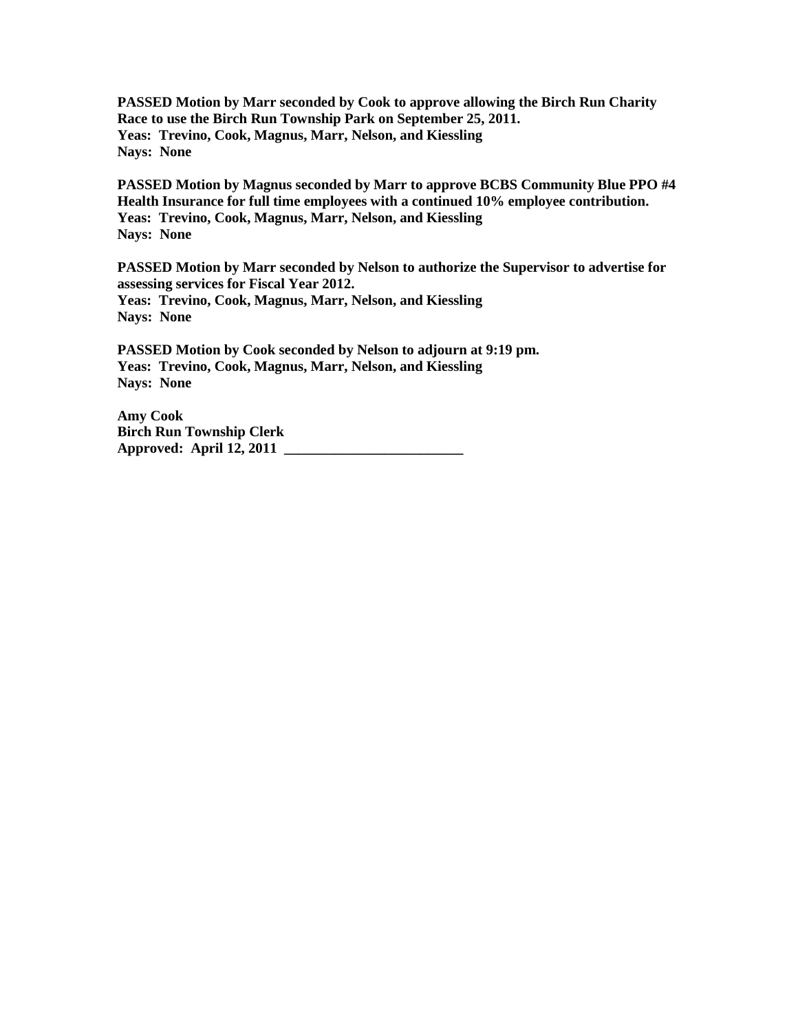**PASSED Motion by Marr seconded by Cook to approve allowing the Birch Run Charity Race to use the Birch Run Township Park on September 25, 2011.**
**Yeas: Trevino, Cook, Magnus, Marr, Nelson, and Kiessling**
**Nays: None**

**PASSED Motion by Magnus seconded by Marr to approve BCBS Community Blue PPO #4 Health Insurance for full time employees with a continued 10% employee contribution.**
**Yeas: Trevino, Cook, Magnus, Marr, Nelson, and Kiessling**
**Nays: None**

**PASSED Motion by Marr seconded by Nelson to authorize the Supervisor to advertise for assessing services for Fiscal Year 2012.**
**Yeas: Trevino, Cook, Magnus, Marr, Nelson, and Kiessling**
**Nays: None**

**PASSED Motion by Cook seconded by Nelson to adjourn at 9:19 pm.**
**Yeas: Trevino, Cook, Magnus, Marr, Nelson, and Kiessling**
**Nays: None**

**Amy Cook**
**Birch Run Township Clerk**
**Approved: April 12, 2011 _________________________**